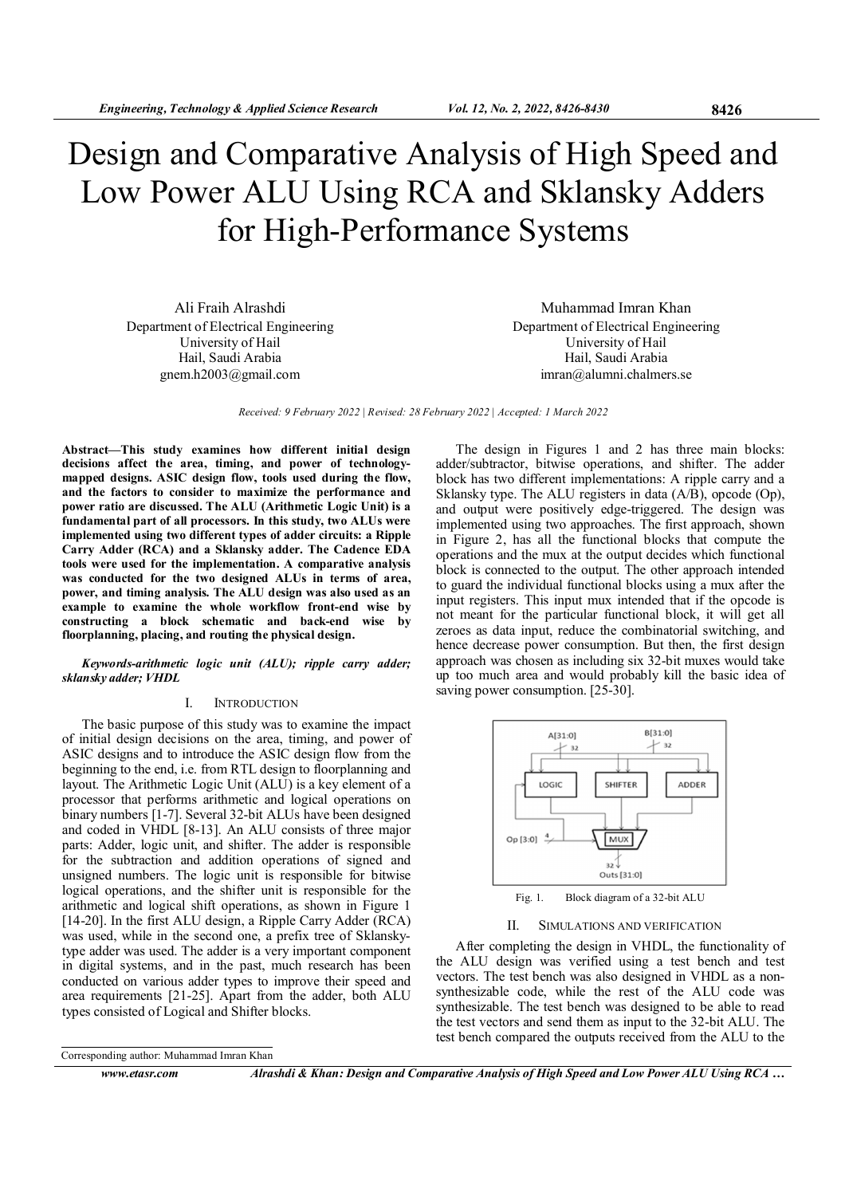# Design and Comparative Analysis of High Speed and Low Power ALU Using RCA and Sklansky Adders for High-Performance Systems

Ali Fraih Alrashdi
Department of Electrical Engineering
University of Hail
Hail, Saudi Arabia
gnem.h2003@gmail.com

Muhammad Imran Khan
Department of Electrical Engineering
University of Hail
Hail, Saudi Arabia
imran@alumni.chalmers.se

*Received: 9 February 2022 | Revised: 28 February 2022 | Accepted: 1 March 2022*

**Abstract—This study examines how different initial design decisions affect the area, timing, and power of technology-mapped designs. ASIC design flow, tools used during the flow, and the factors to consider to maximize the performance and power ratio are discussed. The ALU (Arithmetic Logic Unit) is a fundamental part of all processors. In this study, two ALUs were implemented using two different types of adder circuits: a Ripple Carry Adder (RCA) and a Sklansky adder. The Cadence EDA tools were used for the implementation. A comparative analysis was conducted for the two designed ALUs in terms of area, power, and timing analysis. The ALU design was also used as an example to examine the whole workflow front-end wise by constructing a block schematic and back-end wise by floorplanning, placing, and routing the physical design.**

***Keywords-arithmetic logic unit (ALU); ripple carry adder; sklansky adder; VHDL***

## I. INTRODUCTION

The basic purpose of this study was to examine the impact of initial design decisions on the area, timing, and power of ASIC designs and to introduce the ASIC design flow from the beginning to the end, i.e. from RTL design to floorplanning and layout. The Arithmetic Logic Unit (ALU) is a key element of a processor that performs arithmetic and logical operations on binary numbers [1-7]. Several 32-bit ALUs have been designed and coded in VHDL [8-13]. An ALU consists of three major parts: Adder, logic unit, and shifter. The adder is responsible for the subtraction and addition operations of signed and unsigned numbers. The logic unit is responsible for bitwise logical operations, and the shifter unit is responsible for the arithmetic and logical shift operations, as shown in Figure 1 [14-20]. In the first ALU design, a Ripple Carry Adder (RCA) was used, while in the second one, a prefix tree of Sklansky-type adder was used. The adder is a very important component in digital systems, and in the past, much research has been conducted on various adder types to improve their speed and area requirements [21-25]. Apart from the adder, both ALU types consisted of Logical and Shifter blocks.

The design in Figures 1 and 2 has three main blocks: adder/subtractor, bitwise operations, and shifter. The adder block has two different implementations: A ripple carry and a Sklansky type. The ALU registers in data (A/B), opcode (Op), and output were positively edge-triggered. The design was implemented using two approaches. The first approach, shown in Figure 2, has all the functional blocks that compute the operations and the mux at the output decides which functional block is connected to the output. The other approach intended to guard the individual functional blocks using a mux after the input registers. This input mux intended that if the opcode is not meant for the particular functional block, it will get all zeroes as data input, reduce the combinatorial switching, and hence decrease power consumption. But then, the first design approach was chosen as including six 32-bit muxes would take up too much area and would probably kill the basic idea of saving power consumption. [25-30].

Fig. 1. Block diagram of a 32-bit ALU

## II. SIMULATIONS AND VERIFICATION

After completing the design in VHDL, the functionality of the ALU design was verified using a test bench and test vectors. The test bench was also designed in VHDL as a non-synthesizable code, while the rest of the ALU code was synthesizable. The test bench was designed to be able to read the test vectors and send them as input to the 32-bit ALU. The test bench compared the outputs received from the ALU to the

Corresponding author: Muhammad Imran Khan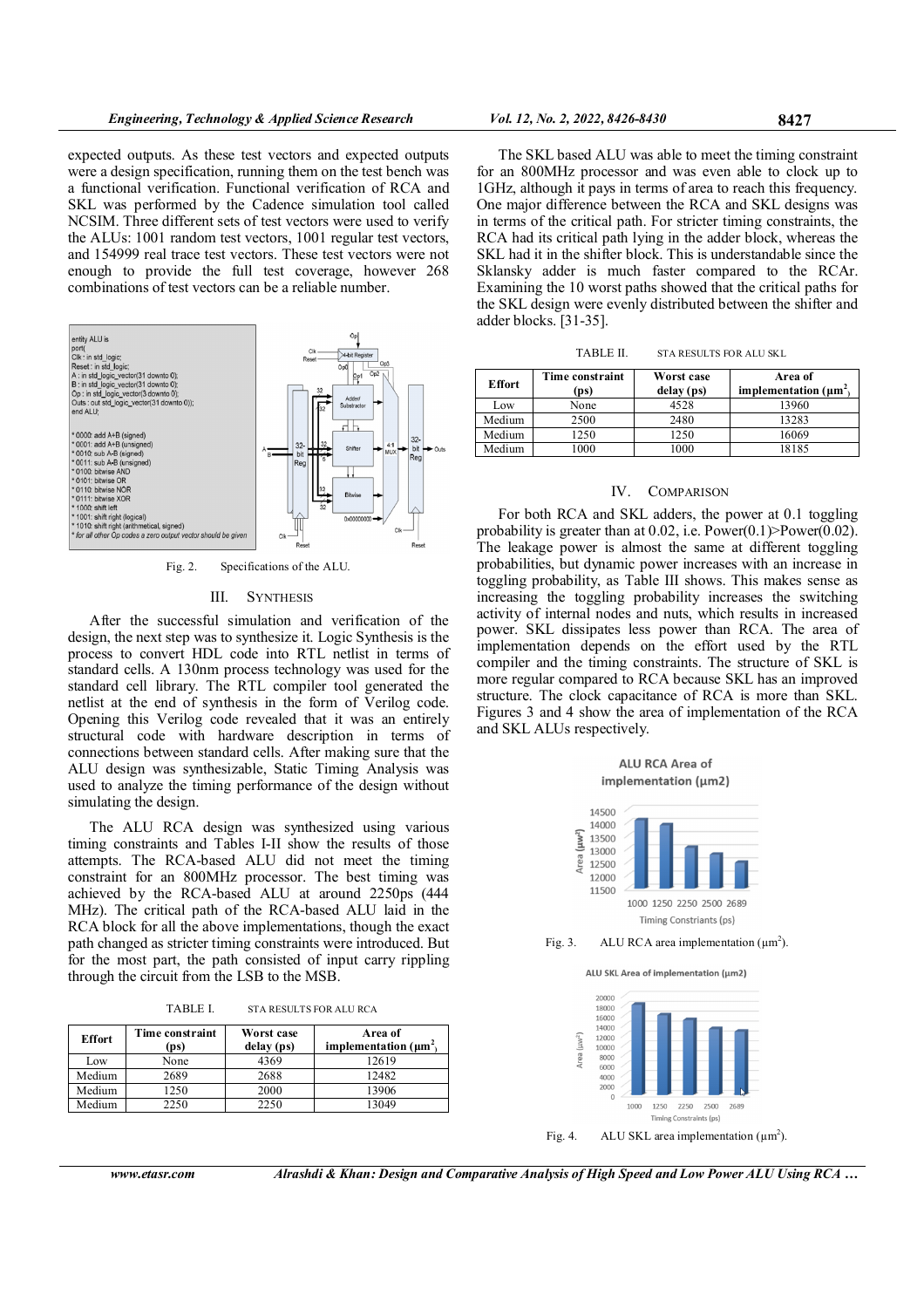expected outputs. As these test vectors and expected outputs were a design specification, running them on the test bench was a functional verification. Functional verification of RCA and SKL was performed by the Cadence simulation tool called NCSIM. Three different sets of test vectors were used to verify the ALUs: 1001 random test vectors, 1001 regular test vectors, and 154999 real trace test vectors. These test vectors were not enough to provide the full test coverage, however 268 combinations of test vectors can be a reliable number.

Fig. 2. Specifications of the ALU.

## III. SYNTHESIS

After the successful simulation and verification of the design, the next step was to synthesize it. Logic Synthesis is the process to convert HDL code into RTL netlist in terms of standard cells. A 130nm process technology was used for the standard cell library. The RTL compiler tool generated the netlist at the end of synthesis in the form of Verilog code. Opening this Verilog code revealed that it was an entirely structural code with hardware description in terms of connections between standard cells. After making sure that the ALU design was synthesizable, Static Timing Analysis was used to analyze the timing performance of the design without simulating the design.

The ALU RCA design was synthesized using various timing constraints and Tables I-II show the results of those attempts. The RCA-based ALU did not meet the timing constraint for an 800MHz processor. The best timing was achieved by the RCA-based ALU at around 2250ps (444 MHz). The critical path of the RCA-based ALU laid in the RCA block for all the above implementations, though the exact path changed as stricter timing constraints were introduced. But for the most part, the path consisted of input carry rippling through the circuit from the LSB to the MSB.

TABLE I. STA RESULTS FOR ALU RCA

| Effort | Time constraint (ps) | Worst case delay (ps) | Area of implementation ($\mu m^2$) |
|---|---|---|---|
| Low | None | 4369 | 12619 |
| Medium | 2689 | 2688 | 12482 |
| Medium | 1250 | 2000 | 13906 |
| Medium | 2250 | 2250 | 13049 |

The SKL based ALU was able to meet the timing constraint for an 800MHz processor and was even able to clock up to 1GHz, although it pays in terms of area to reach this frequency. One major difference between the RCA and SKL designs was in terms of the critical path. For stricter timing constraints, the RCA had its critical path lying in the adder block, whereas the SKL had it in the shifter block. This is understandable since the Sklansky adder is much faster compared to the RCAr. Examining the 10 worst paths showed that the critical paths for the SKL design were evenly distributed between the shifter and adder blocks. [31-35].

TABLE II. STA RESULTS FOR ALU SKL

| Effort | Time constraint (ps) | Worst case delay (ps) | Area of implementation ($\mu m^2$) |
|---|---|---|---|
| Low | None | 4528 | 13960 |
| Medium | 2500 | 2480 | 13283 |
| Medium | 1250 | 1250 | 16069 |
| Medium | 1000 | 1000 | 18185 |

## IV. COMPARISON

For both RCA and SKL adders, the power at 0.1 toggling probability is greater than at 0.02, i.e. Power(0.1)>Power(0.02). The leakage power is almost the same at different toggling probabilities, but dynamic power increases with an increase in toggling probability, as Table III shows. This makes sense as increasing the toggling probability increases the switching activity of internal nodes and nuts, which results in increased power. SKL dissipates less power than RCA. The area of implementation depends on the effort used by the RTL compiler and the timing constraints. The structure of SKL is more regular compared to RCA because SKL has an improved structure. The clock capacitance of RCA is more than SKL. Figures 3 and 4 show the area of implementation of the RCA and SKL ALUs respectively.

Fig. 3. ALU RCA area implementation ($\mu m^2$).

Fig. 4. ALU SKL area implementation ($\mu m^2$).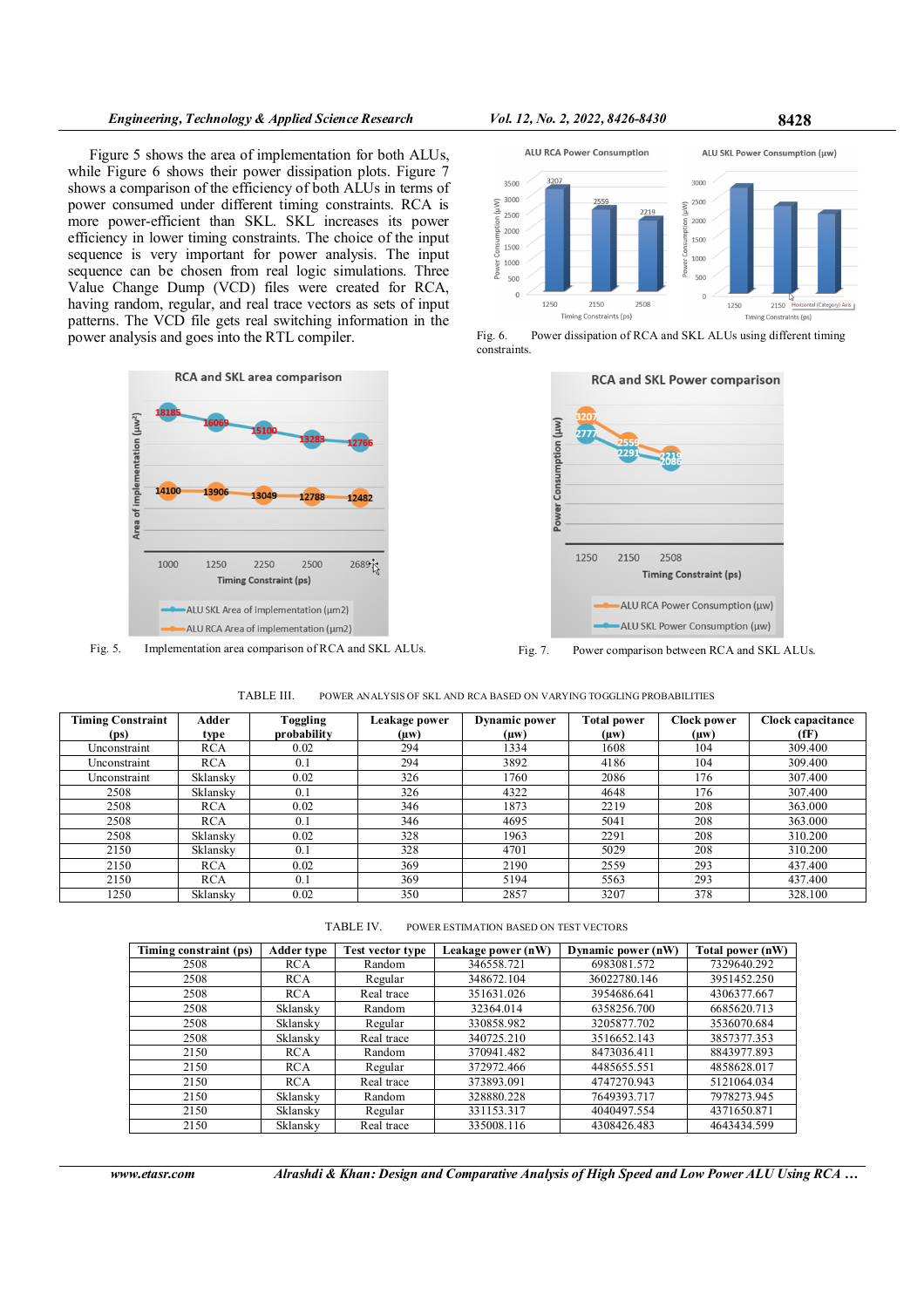Figure 5 shows the area of implementation for both ALUs, while Figure 6 shows their power dissipation plots. Figure 7 shows a comparison of the efficiency of both ALUs in terms of power consumed under different timing constraints. RCA is more power-efficient than SKL. SKL increases its power efficiency in lower timing constraints. The choice of the input sequence is very important for power analysis. The input sequence can be chosen from real logic simulations. Three Value Change Dump (VCD) files were created for RCA, having random, regular, and real trace vectors as sets of input patterns. The VCD file gets real switching information in the power analysis and goes into the RTL compiler.

Fig. 5. Implementation area comparison of RCA and SKL ALUs.

Fig. 6. Power dissipation of RCA and SKL ALUs using different timing constraints.

Fig. 7. Power comparison between RCA and SKL ALUs.

TABLE III. POWER ANALYSIS OF SKL AND RCA BASED ON VARYING TOGGLING PROBABILITIES

| Timing Constraint (ps) | Adder type | Toggling probability | Leakage power (μw) | Dynamic power (μw) | Total power (μw) | Clock power (μw) | Clock capacitance (fF) |
|---|---|---|---|---|---|---|---|
| Unconstraint | RCA | 0.02 | 294 | 1334 | 1608 | 104 | 309.400 |
| Unconstraint | RCA | 0.1 | 294 | 3892 | 4186 | 104 | 309.400 |
| Unconstraint | Sklansky | 0.02 | 326 | 1760 | 2086 | 176 | 307.400 |
| 2508 | Sklansky | 0.1 | 326 | 4322 | 4648 | 176 | 307.400 |
| 2508 | RCA | 0.02 | 346 | 1873 | 2219 | 208 | 363.000 |
| 2508 | RCA | 0.1 | 346 | 4695 | 5041 | 208 | 363.000 |
| 2508 | Sklansky | 0.02 | 328 | 1963 | 2291 | 208 | 310.200 |
| 2150 | Sklansky | 0.1 | 328 | 4701 | 5029 | 208 | 310.200 |
| 2150 | RCA | 0.02 | 369 | 2190 | 2559 | 293 | 437.400 |
| 2150 | RCA | 0.1 | 369 | 5194 | 5563 | 293 | 437.400 |
| 1250 | Sklansky | 0.02 | 350 | 2857 | 3207 | 378 | 328.100 |

TABLE IV. POWER ESTIMATION BASED ON TEST VECTORS

| Timing constraint (ps) | Adder type | Test vector type | Leakage power (nW) | Dynamic power (nW) | Total power (nW) |
|---|---|---|---|---|---|
| 2508 | RCA | Random | 346558.721 | 6983081.572 | 7329640.292 |
| 2508 | RCA | Regular | 348672.104 | 36022780.146 | 3951452.250 |
| 2508 | RCA | Real trace | 351631.026 | 3954686.641 | 4306377.667 |
| 2508 | Sklansky | Random | 32364.014 | 6358256.700 | 6685620.713 |
| 2508 | Sklansky | Regular | 330858.982 | 3205877.702 | 3536070.684 |
| 2508 | Sklansky | Real trace | 340725.210 | 3516652.143 | 3857377.353 |
| 2150 | RCA | Random | 370941.482 | 8473036.411 | 8843977.893 |
| 2150 | RCA | Regular | 372972.466 | 4485655.551 | 4858628.017 |
| 2150 | RCA | Real trace | 373893.091 | 4747270.943 | 5121064.034 |
| 2150 | Sklansky | Random | 328880.228 | 7649393.717 | 7978273.945 |
| 2150 | Sklansky | Regular | 331153.317 | 4040497.554 | 4371650.871 |
| 2150 | Sklansky | Real trace | 335008.116 | 4308426.483 | 4643434.599 |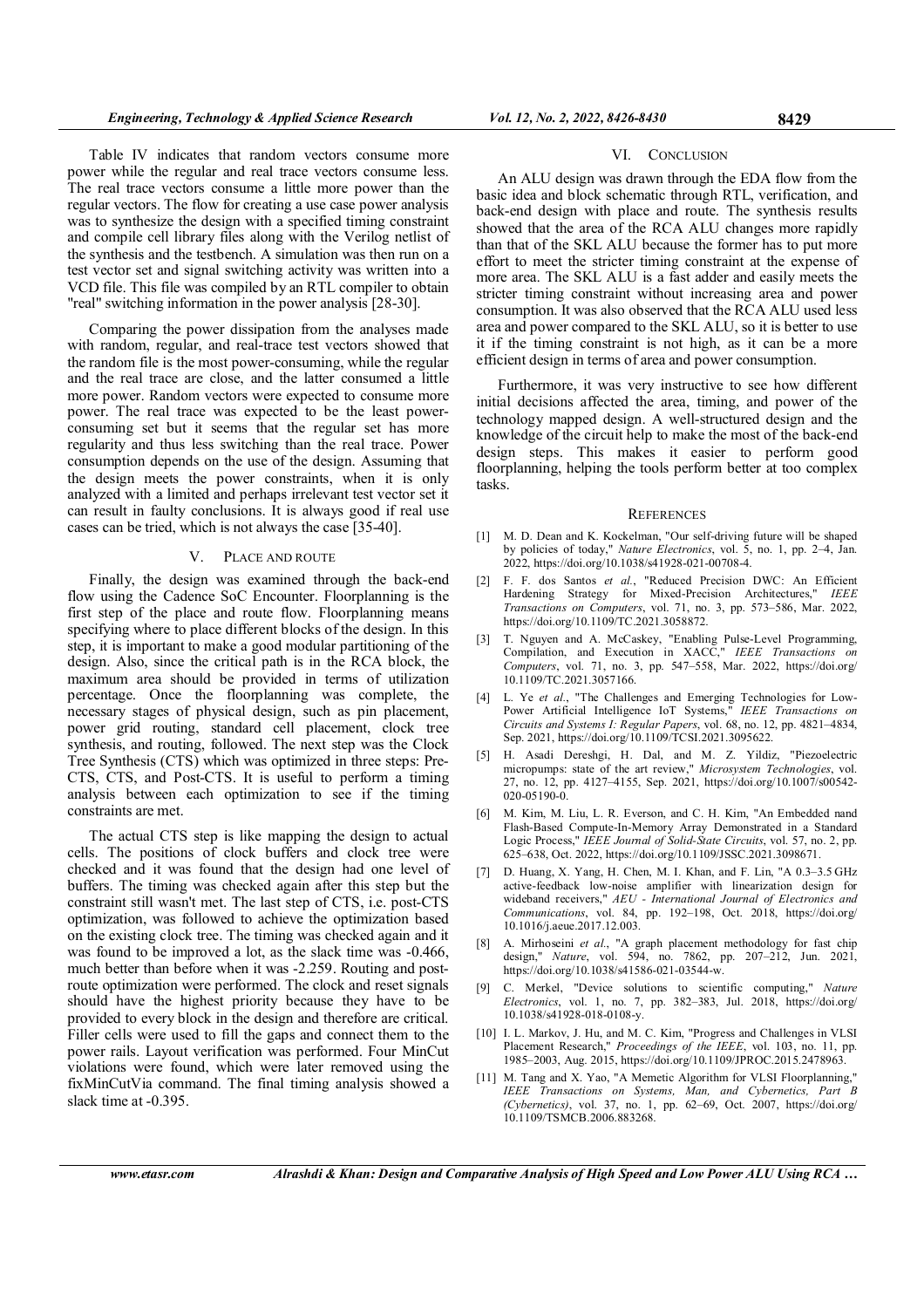Table IV indicates that random vectors consume more power while the regular and real trace vectors consume less. The real trace vectors consume a little more power than the regular vectors. The flow for creating a use case power analysis was to synthesize the design with a specified timing constraint and compile cell library files along with the Verilog netlist of the synthesis and the testbench. A simulation was then run on a test vector set and signal switching activity was written into a VCD file. This file was compiled by an RTL compiler to obtain "real" switching information in the power analysis [28-30].

Comparing the power dissipation from the analyses made with random, regular, and real-trace test vectors showed that the random file is the most power-consuming, while the regular and the real trace are close, and the latter consumed a little more power. Random vectors were expected to consume more power. The real trace was expected to be the least power-consuming set but it seems that the regular set has more regularity and thus less switching than the real trace. Power consumption depends on the use of the design. Assuming that the design meets the power constraints, when it is only analyzed with a limited and perhaps irrelevant test vector set it can result in faulty conclusions. It is always good if real use cases can be tried, which is not always the case [35-40].

## V. PLACE AND ROUTE

Finally, the design was examined through the back-end flow using the Cadence SoC Encounter. Floorplanning is the first step of the place and route flow. Floorplanning means specifying where to place different blocks of the design. In this step, it is important to make a good modular partitioning of the design. Also, since the critical path is in the RCA block, the maximum area should be provided in terms of utilization percentage. Once the floorplanning was complete, the necessary stages of physical design, such as pin placement, power grid routing, standard cell placement, clock tree synthesis, and routing, followed. The next step was the Clock Tree Synthesis (CTS) which was optimized in three steps: Pre-CTS, CTS, and Post-CTS. It is useful to perform a timing analysis between each optimization to see if the timing constraints are met.

The actual CTS step is like mapping the design to actual cells. The positions of clock buffers and clock tree were checked and it was found that the design had one level of buffers. The timing was checked again after this step but the constraint still wasn't met. The last step of CTS, i.e. post-CTS optimization, was followed to achieve the optimization based on the existing clock tree. The timing was checked again and it was found to be improved a lot, as the slack time was -0.466, much better than before when it was -2.259. Routing and post-route optimization were performed. The clock and reset signals should have the highest priority because they have to be provided to every block in the design and therefore are critical. Filler cells were used to fill the gaps and connect them to the power rails. Layout verification was performed. Four MinCut violations were found, which were later removed using the fixMinCutVia command. The final timing analysis showed a slack time at -0.395.

## VI. CONCLUSION

An ALU design was drawn through the EDA flow from the basic idea and block schematic through RTL, verification, and back-end design with place and route. The synthesis results showed that the area of the RCA ALU changes more rapidly than that of the SKL ALU because the former has to put more effort to meet the stricter timing constraint at the expense of more area. The SKL ALU is a fast adder and easily meets the stricter timing constraint without increasing area and power consumption. It was also observed that the RCA ALU used less area and power compared to the SKL ALU, so it is better to use it if the timing constraint is not high, as it can be a more efficient design in terms of area and power consumption.

Furthermore, it was very instructive to see how different initial decisions affected the area, timing, and power of the technology mapped design. A well-structured design and the knowledge of the circuit help to make the most of the back-end design steps. This makes it easier to perform good floorplanning, helping the tools perform better at too complex tasks.

## REFERENCES

[1] M. D. Dean and K. Kockelman, "Our self-driving future will be shaped by policies of today," *Nature Electronics*, vol. 5, no. 1, pp. 2–4, Jan. 2022, https://doi.org/10.1038/s41928-021-00708-4.

[2] F. F. dos Santos *et al.*, "Reduced Precision DWC: An Efficient Hardening Strategy for Mixed-Precision Architectures," *IEEE Transactions on Computers*, vol. 71, no. 3, pp. 573–586, Mar. 2022, https://doi.org/10.1109/TC.2021.3058872.

[3] T. Nguyen and A. McCaskey, "Enabling Pulse-Level Programming, Compilation, and Execution in XACC," *IEEE Transactions on Computers*, vol. 71, no. 3, pp. 547–558, Mar. 2022, https://doi.org/10.1109/TC.2021.3057166.

[4] L. Ye *et al.*, "The Challenges and Emerging Technologies for Low-Power Artificial Intelligence IoT Systems," *IEEE Transactions on Circuits and Systems I: Regular Papers*, vol. 68, no. 12, pp. 4821–4834, Sep. 2021, https://doi.org/10.1109/TCSI.2021.3095622.

[5] H. Asadi Dereshgi, H. Dal, and M. Z. Yildiz, "Piezoelectric micropumps: state of the art review," *Microsystem Technologies*, vol. 27, no. 12, pp. 4127–4155, Sep. 2021, https://doi.org/10.1007/s00542-020-05190-0.

[6] M. Kim, M. Liu, L. R. Everson, and C. H. Kim, "An Embedded nand Flash-Based Compute-In-Memory Array Demonstrated in a Standard Logic Process," *IEEE Journal of Solid-State Circuits*, vol. 57, no. 2, pp. 625–638, Oct. 2022, https://doi.org/10.1109/JSSC.2021.3098671.

[7] D. Huang, X. Yang, H. Chen, M. I. Khan, and F. Lin, "A 0.3–3.5 GHz active-feedback low-noise amplifier with linearization design for wideband receivers," *AEU - International Journal of Electronics and Communications*, vol. 84, pp. 192–198, Oct. 2018, https://doi.org/10.1016/j.aeue.2017.12.003.

[8] A. Mirhoseini *et al.*, "A graph placement methodology for fast chip design," *Nature*, vol. 594, no. 7862, pp. 207–212, Jun. 2021, https://doi.org/10.1038/s41586-021-03544-w.

[9] C. Merkel, "Device solutions to scientific computing," *Nature Electronics*, vol. 1, no. 7, pp. 382–383, Jul. 2018, https://doi.org/10.1038/s41928-018-0108-y.

[10] I. L. Markov, J. Hu, and M. C. Kim, "Progress and Challenges in VLSI Placement Research," *Proceedings of the IEEE*, vol. 103, no. 11, pp. 1985–2003, Aug. 2015, https://doi.org/10.1109/JPROC.2015.2478963.

[11] M. Tang and X. Yao, "A Memetic Algorithm for VLSI Floorplanning," *IEEE Transactions on Systems, Man, and Cybernetics, Part B (Cybernetics)*, vol. 37, no. 1, pp. 62–69, Oct. 2007, https://doi.org/10.1109/TSMCB.2006.883268.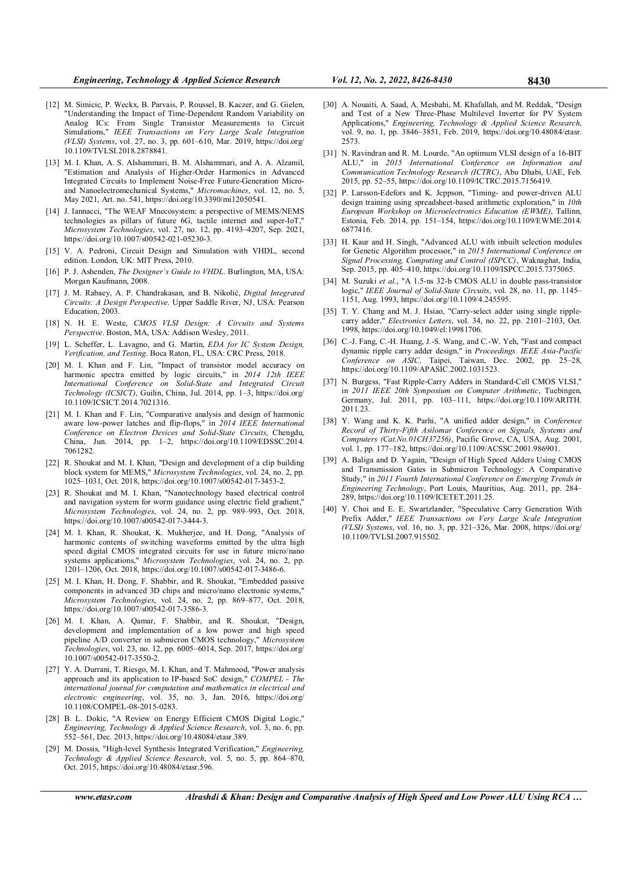[12] M. Simicic, P. Weckx, B. Parvais, P. Roussel, B. Kaczer, and G. Gielen, "Understanding the Impact of Time-Dependent Random Variability on Analog ICs: From Single Transistor Measurements to Circuit Simulations," *IEEE Transactions on Very Large Scale Integration (VLSI) Systems*, vol. 27, no. 3, pp. 601–610, Mar. 2019, https://doi.org/10.1109/TVLSI.2018.2878841.

[13] M. I. Khan, A. S. Alshammari, B. M. Alshammari, and A. A. Alzamil, "Estimation and Analysis of Higher-Order Harmonics in Advanced Integrated Circuits to Implement Noise-Free Future-Generation Micro- and Nanoelectromechanical Systems," *Micromachines*, vol. 12, no. 5, May 2021, Art. no. 541, https://doi.org/10.3390/mi12050541.

[14] J. Iannacci, "The WEAF Mnecosystem: a perspective of MEMS/NEMS technologies as pillars of future 6G, tactile internet and super-IoT," *Microsystem Technologies*, vol. 27, no. 12, pp. 4193–4207, Sep. 2021, https://doi.org/10.1007/s00542-021-05230-3.

[15] V. A. Pedroni, Circuit Design and Simulation with VHDL, second edition. London, UK: MIT Press, 2010.

[16] P. J. Ashenden, *The Designer's Guide to VHDL*. Burlington, MA, USA: Morgan Kaufmann, 2008.

[17] J. M. Rabaey, A. P. Chandrakasan, and B. Nikolić, *Digital Integrated Circuits: A Design Perspective*. Upper Saddle River, NJ, USA: Pearson Education, 2003.

[18] N. H. E. Weste, *CMOS VLSI Design: A Circuits and Systems Perspective*. Boston, MA, USA: Addison Wesley, 2011.

[19] L. Scheffer, L. Lavagno, and G. Martin, *EDA for IC System Design, Verification, and Testing*. Boca Raton, FL, USA: CRC Press, 2018.

[20] M. I. Khan and F. Lin, "Impact of transistor model accuracy on harmonic spectra emitted by logic circuits," in *2014 12th IEEE International Conference on Solid-State and Integrated Circuit Technology (ICSICT)*, Guilin, China, Jul. 2014, pp. 1–3, https://doi.org/10.1109/ICSICT.2014.7021316.

[21] M. I. Khan and F. Lin, "Comparative analysis and design of harmonic aware low-power latches and flip-flops," in *2014 IEEE International Conference on Electron Devices and Solid-State Circuits*, Chengdu, China, Jun. 2014, pp. 1–2, https://doi.org/10.1109/EDSSC.2014.7061282.

[22] R. Shoukat and M. I. Khan, "Design and development of a clip building block system for MEMS," *Microsystem Technologies*, vol. 24, no. 2, pp. 1025–1031, Oct. 2018, https://doi.org/10.1007/s00542-017-3453-2.

[23] R. Shoukat and M. I. Khan, "Nanotechnology based electrical control and navigation system for worm guidance using electric field gradient," *Microsystem Technologies*, vol. 24, no. 2, pp. 989–993, Oct. 2018, https://doi.org/10.1007/s00542-017-3444-3.

[24] M. I. Khan, R. Shoukat, K. Mukherjee, and H. Dong, "Analysis of harmonic contents of switching waveforms emitted by the ultra high speed digital CMOS integrated circuits for use in future micro/nano systems applications," *Microsystem Technologies*, vol. 24, no. 2, pp. 1201–1206, Oct. 2018, https://doi.org/10.1007/s00542-017-3486-6.

[25] M. I. Khan, H. Dong, F. Shabbir, and R. Shoukat, "Embedded passive components in advanced 3D chips and micro/nano electronic systems," *Microsystem Technologies*, vol. 24, no. 2, pp. 869–877, Oct. 2018, https://doi.org/10.1007/s00542-017-3586-3.

[26] M. I. Khan, A. Qamar, F. Shabbir, and R. Shoukat, "Design, development and implementation of a low power and high speed pipeline A/D converter in submicron CMOS technology," *Microsystem Technologies*, vol. 23, no. 12, pp. 6005–6014, Sep. 2017, https://doi.org/10.1007/s00542-017-3550-2.

[27] Y. A. Durrani, T. Riesgo, M. I. Khan, and T. Mahmood, "Power analysis approach and its application to IP-based SoC design," *COMPEL - The international journal for computation and mathematics in electrical and electronic engineering*, vol. 35, no. 3, Jan. 2016, https://doi.org/10.1108/COMPEL-08-2015-0283.

[28] B. L. Dokic, "A Review on Energy Efficient CMOS Digital Logic," *Engineering, Technology & Applied Science Research*, vol. 3, no. 6, pp. 552–561, Dec. 2013, https://doi.org/10.48084/etasr.389.

[29] M. Dossis, "High-level Synthesis Integrated Verification," *Engineering, Technology & Applied Science Research*, vol. 5, no. 5, pp. 864–870, Oct. 2015, https://doi.org/10.48084/etasr.596.

[30] A. Nouaiti, A. Saad, A. Mesbahi, M. Khafallah, and M. Reddak, "Design and Test of a New Three-Phase Multilevel Inverter for PV System Applications," *Engineering, Technology & Applied Science Research*, vol. 9, no. 1, pp. 3846–3851, Feb. 2019, https://doi.org/10.48084/etasr.2573.

[31] N. Ravindran and R. M. Lourde, "An optimum VLSI design of a 16-BIT ALU," in *2015 International Conference on Information and Communication Technology Research (ICTRC)*, Abu Dhabi, UAE, Feb. 2015, pp. 52–55, https://doi.org/10.1109/ICTRC.2015.7156419.

[32] P. Larsson-Edefors and K. Jeppson, "Timing- and power-driven ALU design training using spreadsheet-based arithmetic exploration," in *10th European Workshop on Microelectronics Education (EWME)*, Tallinn, Estonia, Feb. 2014, pp. 151–154, https://doi.org/10.1109/EWME.2014.6877416.

[33] H. Kaur and H. Singh, "Advanced ALU with inbuilt selection modules for Genetic Algorithm processor," in *2015 International Conference on Signal Processing, Computing and Control (ISPCC)*, Waknaghat, India, Sep. 2015, pp. 405–410, https://doi.org/10.1109/ISPCC.2015.7375065.

[34] M. Suzuki *et al.*, "A 1.5-ns 32-b CMOS ALU in double pass-transistor logic," *IEEE Journal of Solid-State Circuits*, vol. 28, no. 11, pp. 1145–1151, Aug. 1993, https://doi.org/10.1109/4.245595.

[35] T. Y. Chang and M. J. Hsiao, "Carry-select adder using single ripple-carry adder," *Electronics Letters*, vol. 34, no. 22, pp. 2101–2103, Oct. 1998, https://doi.org/10.1049/el:19981706.

[36] C.-J. Fang, C.-H. Huang, J.-S. Wang, and C.-W. Yeh, "Fast and compact dynamic ripple carry adder design," in *Proceedings. IEEE Asia-Pacific Conference on ASIC,* Taipei, Taiwan, Dec. 2002, pp. 25–28, https://doi.org/10.1109/APASIC.2002.1031523.

[37] N. Burgess, "Fast Ripple-Carry Adders in Standard-Cell CMOS VLSI," in *2011 IEEE 20th Symposium on Computer Arithmetic*, Tuebingen, Germany, Jul. 2011, pp. 103–111, https://doi.org/10.1109/ARITH.2011.23.

[38] Y. Wang and K. K. Parhi, "A unified adder design," in *Conference Record of Thirty-Fifth Asilomar Conference on Signals, Systems and Computers (Cat.No.01CH37256)*, Pacific Grove, CA, USA, Aug. 2001, vol. 1, pp. 177–182, https://doi.org/10.1109/ACSSC.2001.986901.

[39] A. Baliga and D. Yagain, "Design of High Speed Adders Using CMOS and Transmission Gates in Submicron Technology: A Comparative Study," in *2011 Fourth International Conference on Emerging Trends in Engineering Technology*, Port Louis, Mauritius, Aug. 2011, pp. 284–289, https://doi.org/10.1109/ICETET.2011.25.

[40] Y. Choi and E. E. Swartzlander, "Speculative Carry Generation With Prefix Adder," *IEEE Transactions on Very Large Scale Integration (VLSI) Systems*, vol. 16, no. 3, pp. 321–326, Mar. 2008, https://doi.org/10.1109/TVLSI.2007.915502.